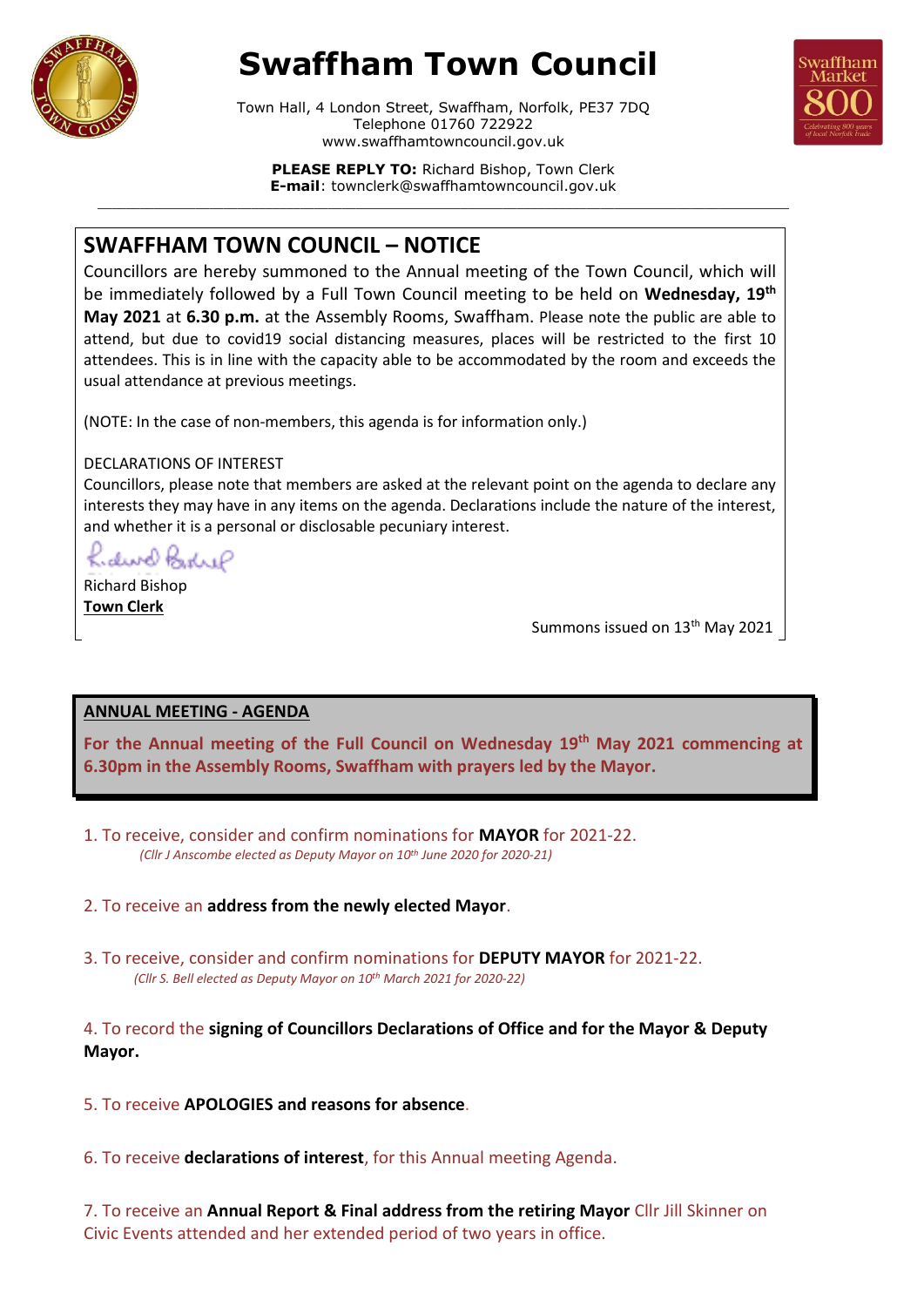# Swaffham Town Council

Town Hall, 4 London Street, Swaffham, Norfolk, PE37 7DQ
Telephone 01760 722922
www.swaffhamtowncouncil.gov.uk

**PLEASE REPLY TO:** Richard Bishop, Town Clerk
**E-mail**: townclerk@swaffhamtowncouncil.gov.uk

## SWAFFHAM TOWN COUNCIL – NOTICE

Councillors are hereby summoned to the Annual meeting of the Town Council, which will be immediately followed by a Full Town Council meeting to be held on **Wednesday, 19th May 2021** at **6.30 p.m.** at the Assembly Rooms, Swaffham. Please note the public are able to attend, but due to covid19 social distancing measures, places will be restricted to the first 10 attendees. This is in line with the capacity able to be accommodated by the room and exceeds the usual attendance at previous meetings.

(NOTE: In the case of non-members, this agenda is for information only.)

DECLARATIONS OF INTEREST
Councillors, please note that members are asked at the relevant point on the agenda to declare any interests they may have in any items on the agenda. Declarations include the nature of the interest, and whether it is a personal or disclosable pecuniary interest.

Richard Bishop
**Town Clerk**

Summons issued on 13th May 2021

### ANNUAL MEETING - AGENDA

**For the Annual meeting of the Full Council on Wednesday 19th May 2021 commencing at 6.30pm in the Assembly Rooms, Swaffham with prayers led by the Mayor.**

1. To receive, consider and confirm nominations for **MAYOR** for 2021-22.
   *(Cllr J Anscombe elected as Deputy Mayor on 10th June 2020 for 2020-21)*

2. To receive an **address from the newly elected Mayor**.

3. To receive, consider and confirm nominations for **DEPUTY MAYOR** for 2021-22.
   *(Cllr S. Bell elected as Deputy Mayor on 10th March 2021 for 2020-22)*

4. To record the **signing of Councillors Declarations of Office and for the Mayor & Deputy Mayor.**

5. To receive **APOLOGIES and reasons for absence**.

6. To receive **declarations of interest**, for this Annual meeting Agenda.

7. To receive an **Annual Report & Final address from the retiring Mayor** Cllr Jill Skinner on Civic Events attended and her extended period of two years in office.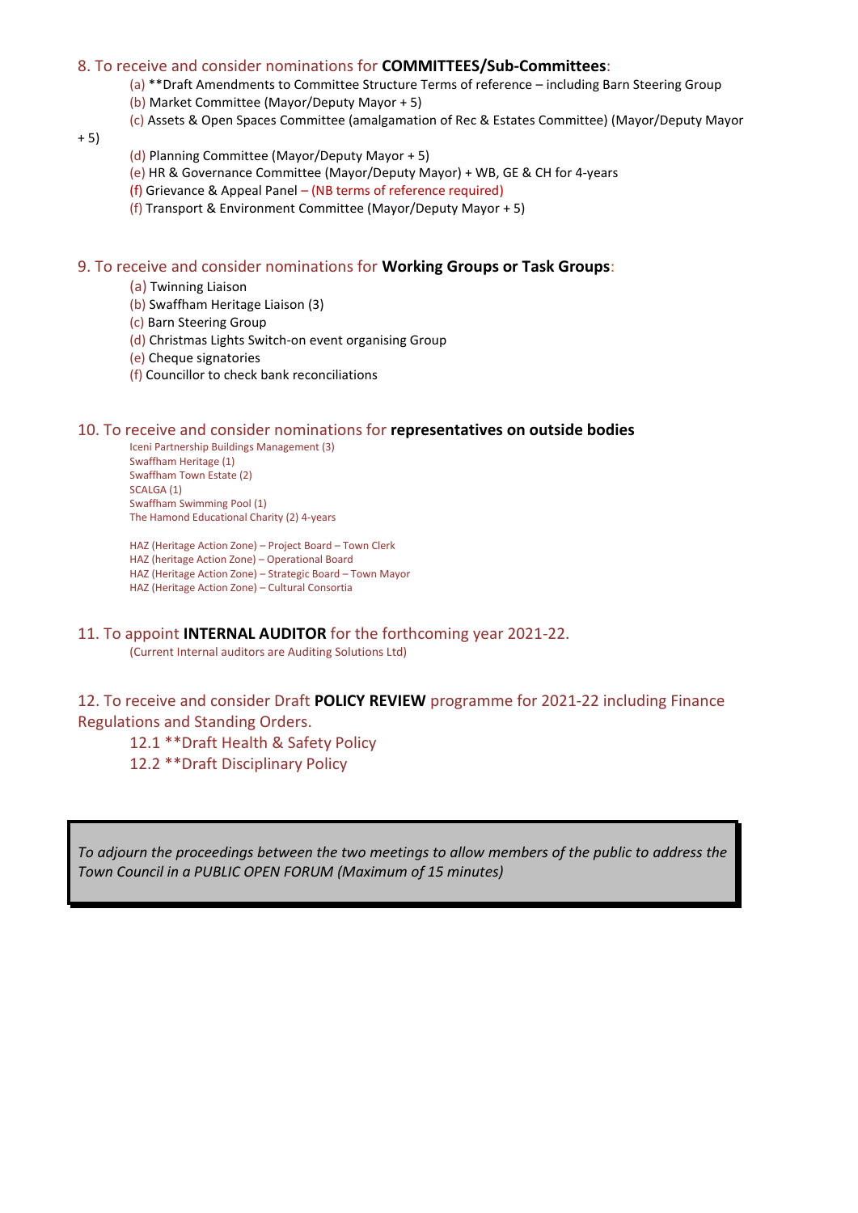8. To receive and consider nominations for **COMMITTEES/Sub-Committees**:

(a) **Draft Amendments to Committee Structure Terms of reference – including Barn Steering Group
(b) Market Committee (Mayor/Deputy Mayor + 5)
(c) Assets & Open Spaces Committee (amalgamation of Rec & Estates Committee) (Mayor/Deputy Mayor + 5)
(d) Planning Committee (Mayor/Deputy Mayor + 5)
(e) HR & Governance Committee (Mayor/Deputy Mayor) + WB, GE & CH for 4-years
(f) Grievance & Appeal Panel – (NB terms of reference required)
(f) Transport & Environment Committee (Mayor/Deputy Mayor + 5)

9. To receive and consider nominations for **Working Groups or Task Groups**:

(a) Twinning Liaison
(b) Swaffham Heritage Liaison (3)
(c) Barn Steering Group
(d) Christmas Lights Switch-on event organising Group
(e) Cheque signatories
(f) Councillor to check bank reconciliations

10. To receive and consider nominations for **representatives on outside bodies**

Iceni Partnership Buildings Management (3)
Swaffham Heritage (1)
Swaffham Town Estate (2)
SCALGA (1)
Swaffham Swimming Pool (1)
The Hamond Educational Charity (2) 4-years

HAZ (Heritage Action Zone) – Project Board – Town Clerk
HAZ (heritage Action Zone) – Operational Board
HAZ (Heritage Action Zone) – Strategic Board – Town Mayor
HAZ (Heritage Action Zone) – Cultural Consortia

11. To appoint **INTERNAL AUDITOR** for the forthcoming year 2021-22.

(Current Internal auditors are Auditing Solutions Ltd)

12. To receive and consider Draft **POLICY REVIEW** programme for 2021-22 including Finance Regulations and Standing Orders.

12.1 **Draft Health & Safety Policy
12.2 **Draft Disciplinary Policy

*To adjourn the proceedings between the two meetings to allow members of the public to address the Town Council in a PUBLIC OPEN FORUM (Maximum of 15 minutes)*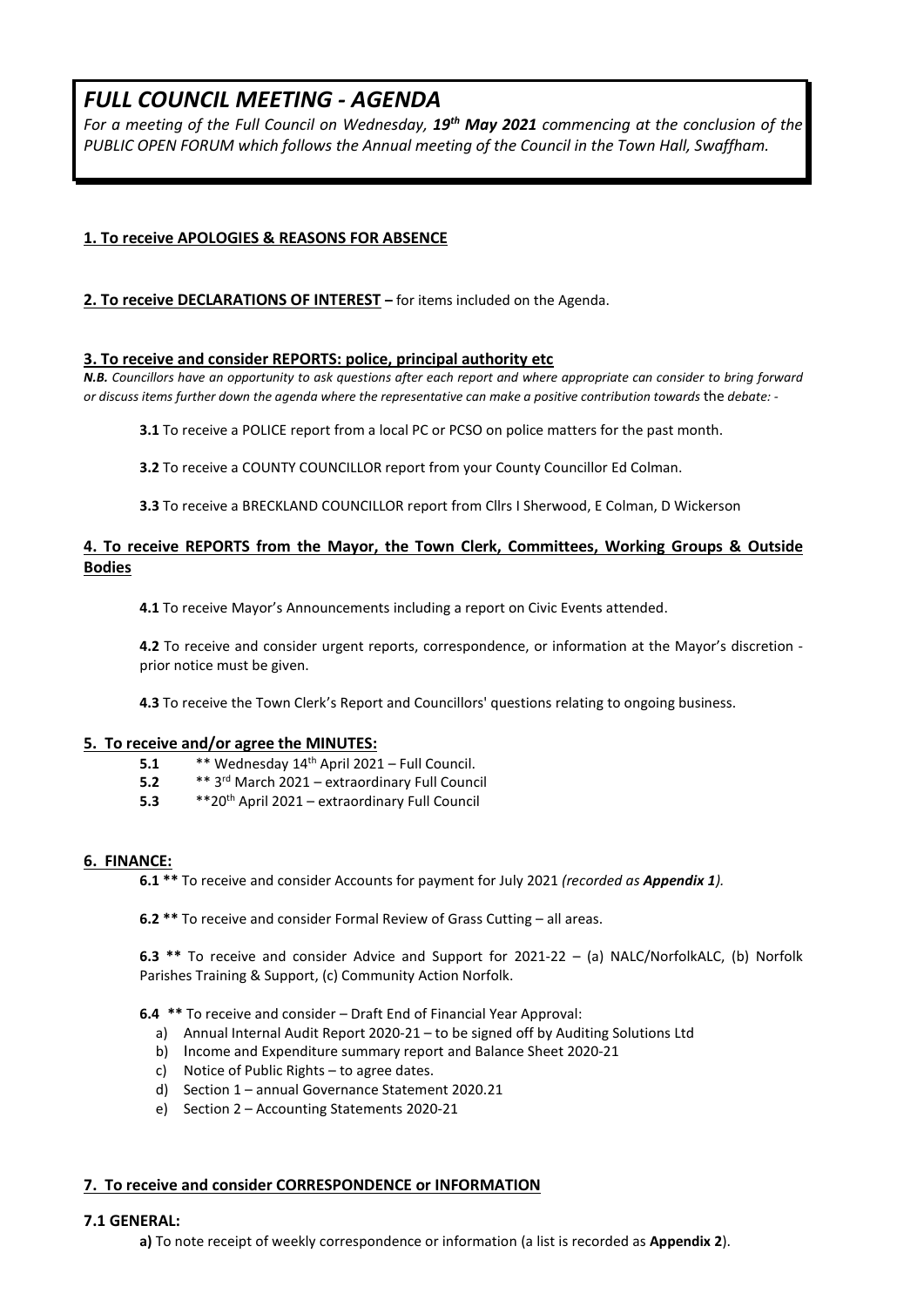# *FULL COUNCIL MEETING - AGENDA*

*For a meeting of the Full Council on Wednesday, **19th May 2021** commencing at the conclusion of the PUBLIC OPEN FORUM which follows the Annual meeting of the Council in the Town Hall, Swaffham.*

**1. To receive APOLOGIES & REASONS FOR ABSENCE**

**2. To receive DECLARATIONS OF INTEREST –** for items included on the Agenda.

**3. To receive and consider REPORTS: police, principal authority etc**

***N.B.** Councillors have an opportunity to ask questions after each report and where appropriate can consider to bring forward or discuss items further down the agenda where the representative can make a positive contribution towards* the *debate: -*

**3.1** To receive a POLICE report from a local PC or PCSO on police matters for the past month.

**3.2** To receive a COUNTY COUNCILLOR report from your County Councillor Ed Colman.

**3.3** To receive a BRECKLAND COUNCILLOR report from Cllrs I Sherwood, E Colman, D Wickerson

**4. To receive REPORTS from the Mayor, the Town Clerk, Committees, Working Groups & Outside Bodies**

**4.1** To receive Mayor's Announcements including a report on Civic Events attended.

**4.2** To receive and consider urgent reports, correspondence, or information at the Mayor's discretion - prior notice must be given.

**4.3** To receive the Town Clerk's Report and Councillors' questions relating to ongoing business.

**5. To receive and/or agree the MINUTES:**

**5.1** ** Wednesday 14th April 2021 – Full Council.

**5.2** ** 3rd March 2021 – extraordinary Full Council

**5.3** **20th April 2021 – extraordinary Full Council

**6. FINANCE:**

**6.1 \*\*** To receive and consider Accounts for payment for July 2021 *(recorded as **Appendix 1**).*

**6.2 \*\*** To receive and consider Formal Review of Grass Cutting – all areas.

**6.3 \*\*** To receive and consider Advice and Support for 2021-22 – (a) NALC/NorfolkALC, (b) Norfolk Parishes Training & Support, (c) Community Action Norfolk.

**6.4 \*\*** To receive and consider – Draft End of Financial Year Approval:

a) Annual Internal Audit Report 2020-21 – to be signed off by Auditing Solutions Ltd
b) Income and Expenditure summary report and Balance Sheet 2020-21
c) Notice of Public Rights – to agree dates.
d) Section 1 – annual Governance Statement 2020.21
e) Section 2 – Accounting Statements 2020-21

**7. To receive and consider CORRESPONDENCE or INFORMATION**

**7.1 GENERAL:**

**a)** To note receipt of weekly correspondence or information (a list is recorded as **Appendix 2**).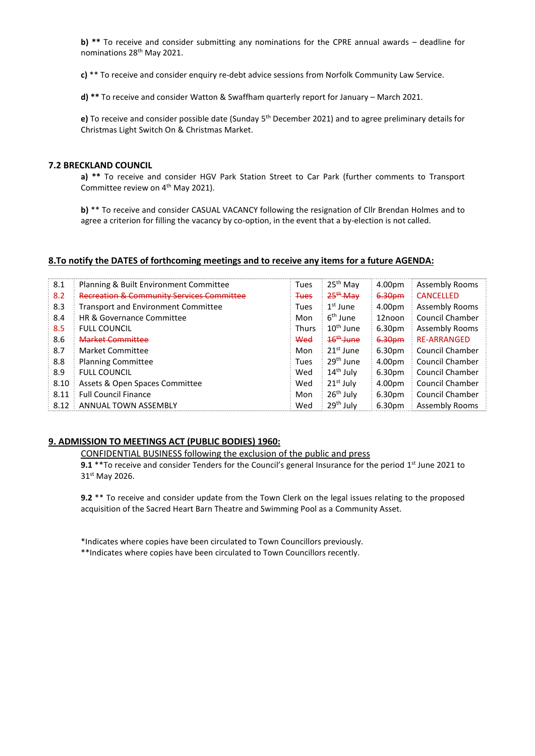**b)** ** To receive and consider submitting any nominations for the CPRE annual awards – deadline for nominations 28th May 2021.

**c)** ** To receive and consider enquiry re-debt advice sessions from Norfolk Community Law Service.

**d)** ** To receive and consider Watton & Swaffham quarterly report for January – March 2021.

**e)** To receive and consider possible date (Sunday 5th December 2021) and to agree preliminary details for Christmas Light Switch On & Christmas Market.

### 7.2 BRECKLAND COUNCIL

**a)** ** To receive and consider HGV Park Station Street to Car Park (further comments to Transport Committee review on 4th May 2021).

**b)** ** To receive and consider CASUAL VACANCY following the resignation of Cllr Brendan Holmes and to agree a criterion for filling the vacancy by co-option, in the event that a by-election is not called.

### 8.To notify the DATES of forthcoming meetings and to receive any items for a future AGENDA:

| | | | | | |
|---|---|---|---|---|---|
| 8.1 | Planning & Built Environment Committee | Tues | 25th May | 4.00pm | Assembly Rooms |
| 8.2 | ~~Recreation & Community Services Committee~~ | ~~Tues~~ | ~~25th May~~ | ~~6.30pm~~ | CANCELLED |
| 8.3 | Transport and Environment Committee | Tues | 1st June | 4.00pm | Assembly Rooms |
| 8.4 | HR & Governance Committee | Mon | 6th June | 12noon | Council Chamber |
| 8.5 | FULL COUNCIL | Thurs | 10th June | 6.30pm | Assembly Rooms |
| 8.6 | ~~Market Committee~~ | ~~Wed~~ | ~~16th June~~ | ~~6.30pm~~ | RE-ARRANGED |
| 8.7 | Market Committee | Mon | 21st June | 6.30pm | Council Chamber |
| 8.8 | Planning Committee | Tues | 29th June | 4.00pm | Council Chamber |
| 8.9 | FULL COUNCIL | Wed | 14th July | 6.30pm | Council Chamber |
| 8.10 | Assets & Open Spaces Committee | Wed | 21st July | 4.00pm | Council Chamber |
| 8.11 | Full Council Finance | Mon | 26th July | 6.30pm | Council Chamber |
| 8.12 | ANNUAL TOWN ASSEMBLY | Wed | 29th July | 6.30pm | Assembly Rooms |

### 9. ADMISSION TO MEETINGS ACT (PUBLIC BODIES) 1960:

CONFIDENTIAL BUSINESS following the exclusion of the public and press

**9.1** **To receive and consider Tenders for the Council's general Insurance for the period 1st June 2021 to 31st May 2026.

**9.2** ** To receive and consider update from the Town Clerk on the legal issues relating to the proposed acquisition of the Sacred Heart Barn Theatre and Swimming Pool as a Community Asset.

*Indicates where copies have been circulated to Town Councillors previously.
**Indicates where copies have been circulated to Town Councillors recently.